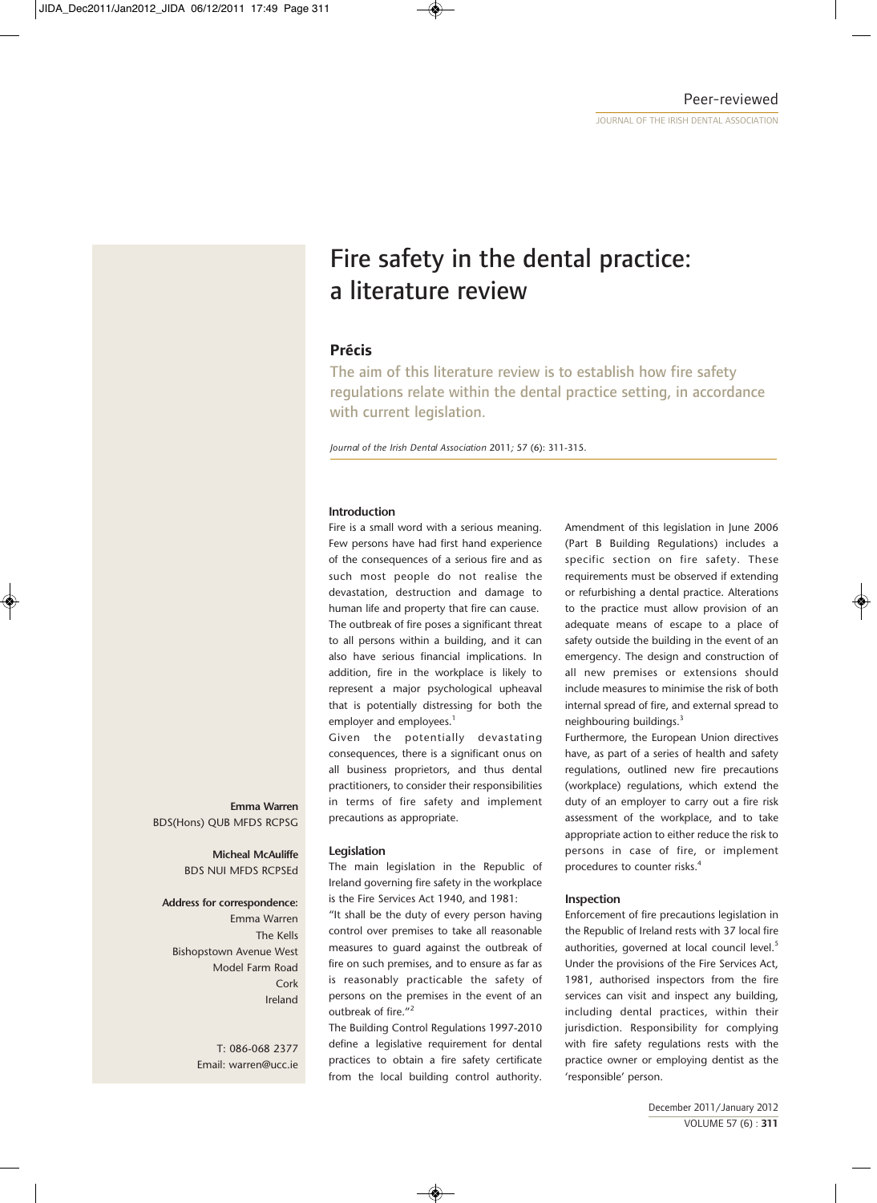# Fire safety in the dental practice: a literature review

## Précis

The aim of this literature review is to establish how fire safety regulations relate within the dental practice setting, in accordance with current legislation.

*Journal of the Irish Dental Association* 2011; 57 (6): 311-315.

**Emma Warren**
BDS(Hons) QUB MFDS RCPSG

**Micheal McAuliffe**
BDS NUI MFDS RCPSEd

**Address for correspondence:**
Emma Warren
The Kells
Bishopstown Avenue West
Model Farm Road
Cork
Ireland

T: 086-068 2377
Email: warren@ucc.ie

### Introduction

Fire is a small word with a serious meaning. Few persons have had first hand experience of the consequences of a serious fire and as such most people do not realise the devastation, destruction and damage to human life and property that fire can cause. The outbreak of fire poses a significant threat to all persons within a building, and it can also have serious financial implications. In addition, fire in the workplace is likely to represent a major psychological upheaval that is potentially distressing for both the employer and employees.[1]

Given the potentially devastating consequences, there is a significant onus on all business proprietors, and thus dental practitioners, to consider their responsibilities in terms of fire safety and implement precautions as appropriate.

### Legislation

The main legislation in the Republic of Ireland governing fire safety in the workplace is the Fire Services Act 1940, and 1981:

"It shall be the duty of every person having control over premises to take all reasonable measures to guard against the outbreak of fire on such premises, and to ensure as far as is reasonably practicable the safety of persons on the premises in the event of an outbreak of fire."[2]

The Building Control Regulations 1997-2010 define a legislative requirement for dental practices to obtain a fire safety certificate from the local building control authority. Amendment of this legislation in June 2006 (Part B Building Regulations) includes a specific section on fire safety. These requirements must be observed if extending or refurbishing a dental practice. Alterations to the practice must allow provision of an adequate means of escape to a place of safety outside the building in the event of an emergency. The design and construction of all new premises or extensions should include measures to minimise the risk of both internal spread of fire, and external spread to neighbouring buildings.[3]

Furthermore, the European Union directives have, as part of a series of health and safety regulations, outlined new fire precautions (workplace) regulations, which extend the duty of an employer to carry out a fire risk assessment of the workplace, and to take appropriate action to either reduce the risk to persons in case of fire, or implement procedures to counter risks.[4]

### Inspection

Enforcement of fire precautions legislation in the Republic of Ireland rests with 37 local fire authorities, governed at local council level.[5] Under the provisions of the Fire Services Act, 1981, authorised inspectors from the fire services can visit and inspect any building, including dental practices, within their jurisdiction. Responsibility for complying with fire safety regulations rests with the practice owner or employing dentist as the 'responsible' person.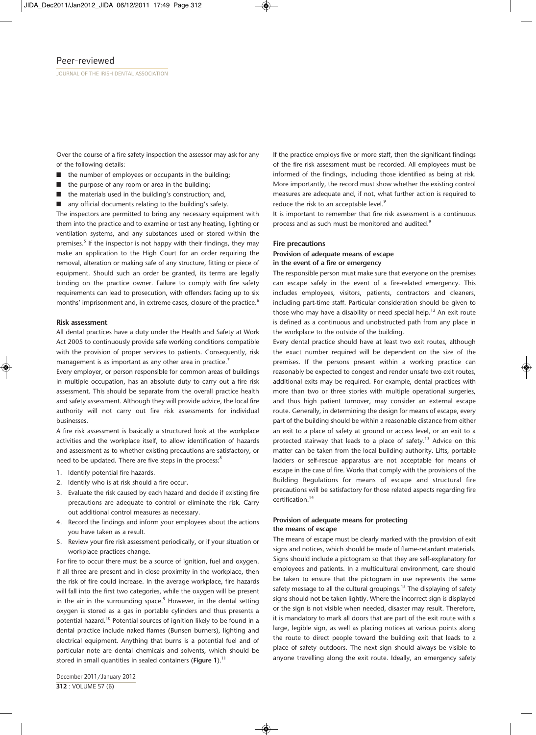Over the course of a fire safety inspection the assessor may ask for any of the following details:

- the number of employees or occupants in the building;
- the purpose of any room or area in the building;
- the materials used in the building's construction; and,
- any official documents relating to the building's safety.

The inspectors are permitted to bring any necessary equipment with them into the practice and to examine or test any heating, lighting or ventilation systems, and any substances used or stored within the premises.[5] If the inspector is not happy with their findings, they may make an application to the High Court for an order requiring the removal, alteration or making safe of any structure, fitting or piece of equipment. Should such an order be granted, its terms are legally binding on the practice owner. Failure to comply with fire safety requirements can lead to prosecution, with offenders facing up to six months' imprisonment and, in extreme cases, closure of the practice.[6]

### Risk assessment

All dental practices have a duty under the Health and Safety at Work Act 2005 to continuously provide safe working conditions compatible with the provision of proper services to patients. Consequently, risk management is as important as any other area in practice.[7]

Every employer, or person responsible for common areas of buildings in multiple occupation, has an absolute duty to carry out a fire risk assessment. This should be separate from the overall practice health and safety assessment. Although they will provide advice, the local fire authority will not carry out fire risk assessments for individual businesses.

A fire risk assessment is basically a structured look at the workplace activities and the workplace itself, to allow identification of hazards and assessment as to whether existing precautions are satisfactory, or need to be updated. There are five steps in the process:[8]

1. Identify potential fire hazards.
2. Identify who is at risk should a fire occur.
3. Evaluate the risk caused by each hazard and decide if existing fire precautions are adequate to control or eliminate the risk. Carry out additional control measures as necessary.
4. Record the findings and inform your employees about the actions you have taken as a result.
5. Review your fire risk assessment periodically, or if your situation or workplace practices change.

For fire to occur there must be a source of ignition, fuel and oxygen. If all three are present and in close proximity in the workplace, then the risk of fire could increase. In the average workplace, fire hazards will fall into the first two categories, while the oxygen will be present in the air in the surrounding space.[9] However, in the dental setting oxygen is stored as a gas in portable cylinders and thus presents a potential hazard.[10] Potential sources of ignition likely to be found in a dental practice include naked flames (Bunsen burners), lighting and electrical equipment. Anything that burns is a potential fuel and of particular note are dental chemicals and solvents, which should be stored in small quantities in sealed containers (**Figure 1**).[11]

If the practice employs five or more staff, then the significant findings of the fire risk assessment must be recorded. All employees must be informed of the findings, including those identified as being at risk. More importantly, the record must show whether the existing control measures are adequate and, if not, what further action is required to reduce the risk to an acceptable level.[9]

It is important to remember that fire risk assessment is a continuous process and as such must be monitored and audited.[9]

### Fire precautions

#### Provision of adequate means of escape in the event of a fire or emergency

The responsible person must make sure that everyone on the premises can escape safely in the event of a fire-related emergency. This includes employees, visitors, patients, contractors and cleaners, including part-time staff. Particular consideration should be given to those who may have a disability or need special help.[12] An exit route is defined as a continuous and unobstructed path from any place in the workplace to the outside of the building.

Every dental practice should have at least two exit routes, although the exact number required will be dependent on the size of the premises. If the persons present within a working practice can reasonably be expected to congest and render unsafe two exit routes, additional exits may be required. For example, dental practices with more than two or three stories with multiple operational surgeries, and thus high patient turnover, may consider an external escape route. Generally, in determining the design for means of escape, every part of the building should be within a reasonable distance from either an exit to a place of safety at ground or access level, or an exit to a protected stairway that leads to a place of safety.[13] Advice on this matter can be taken from the local building authority. Lifts, portable ladders or self-rescue apparatus are not acceptable for means of escape in the case of fire. Works that comply with the provisions of the Building Regulations for means of escape and structural fire precautions will be satisfactory for those related aspects regarding fire certification.[14]

#### Provision of adequate means for protecting the means of escape

The means of escape must be clearly marked with the provision of exit signs and notices, which should be made of flame-retardant materials. Signs should include a pictogram so that they are self-explanatory for employees and patients. In a multicultural environment, care should be taken to ensure that the pictogram in use represents the same safety message to all the cultural groupings.[15] The displaying of safety signs should not be taken lightly. Where the incorrect sign is displayed or the sign is not visible when needed, disaster may result. Therefore, it is mandatory to mark all doors that are part of the exit route with a large, legible sign, as well as placing notices at various points along the route to direct people toward the building exit that leads to a place of safety outdoors. The next sign should always be visible to anyone travelling along the exit route. Ideally, an emergency safety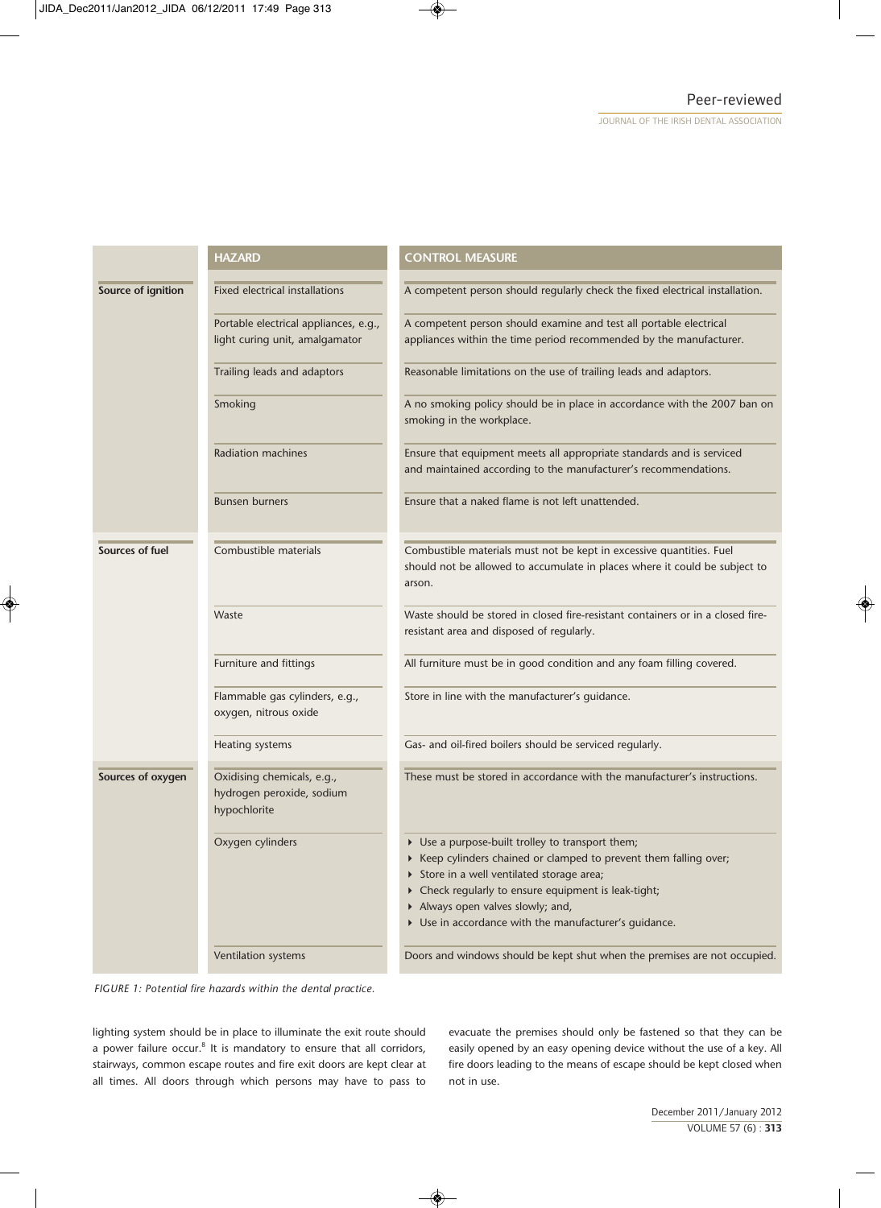| | HAZARD | CONTROL MEASURE |
|---|---|---|
| **Source of ignition** | Fixed electrical installations | A competent person should regularly check the fixed electrical installation. |
| | Portable electrical appliances, e.g., light curing unit, amalgamator | A competent person should examine and test all portable electrical appliances within the time period recommended by the manufacturer. |
| | Trailing leads and adaptors | Reasonable limitations on the use of trailing leads and adaptors. |
| | Smoking | A no smoking policy should be in place in accordance with the 2007 ban on smoking in the workplace. |
| | Radiation machines | Ensure that equipment meets all appropriate standards and is serviced and maintained according to the manufacturer's recommendations. |
| | Bunsen burners | Ensure that a naked flame is not left unattended. |
| **Sources of fuel** | Combustible materials | Combustible materials must not be kept in excessive quantities. Fuel should not be allowed to accumulate in places where it could be subject to arson. |
| | Waste | Waste should be stored in closed fire-resistant containers or in a closed fire-resistant area and disposed of regularly. |
| | Furniture and fittings | All furniture must be in good condition and any foam filling covered. |
| | Flammable gas cylinders, e.g., oxygen, nitrous oxide | Store in line with the manufacturer's guidance. |
| | Heating systems | Gas- and oil-fired boilers should be serviced regularly. |
| **Sources of oxygen** | Oxidising chemicals, e.g., hydrogen peroxide, sodium hypochlorite | These must be stored in accordance with the manufacturer's instructions. |
| | Oxygen cylinders | ▸ Use a purpose-built trolley to transport them; ▸ Keep cylinders chained or clamped to prevent them falling over; ▸ Store in a well ventilated storage area; ▸ Check regularly to ensure equipment is leak-tight; ▸ Always open valves slowly; and, ▸ Use in accordance with the manufacturer's guidance. |
| | Ventilation systems | Doors and windows should be kept shut when the premises are not occupied. |

*FIGURE 1: Potential fire hazards within the dental practice.*

lighting system should be in place to illuminate the exit route should a power failure occur.[8] It is mandatory to ensure that all corridors, stairways, common escape routes and fire exit doors are kept clear at all times. All doors through which persons may have to pass to evacuate the premises should only be fastened so that they can be easily opened by an easy opening device without the use of a key. All fire doors leading to the means of escape should be kept closed when not in use.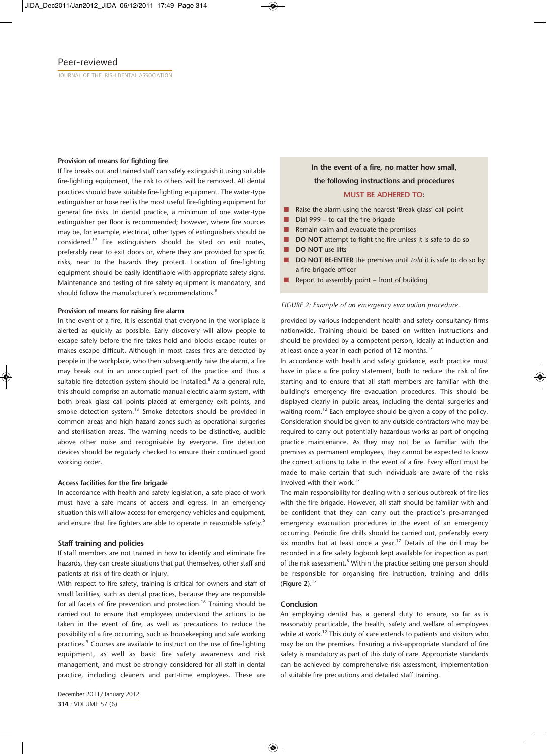### Provision of means for fighting fire

If fire breaks out and trained staff can safely extinguish it using suitable fire-fighting equipment, the risk to others will be removed. All dental practices should have suitable fire-fighting equipment. The water-type extinguisher or hose reel is the most useful fire-fighting equipment for general fire risks. In dental practice, a minimum of one water-type extinguisher per floor is recommended; however, where fire sources may be, for example, electrical, other types of extinguishers should be considered.[12] Fire extinguishers should be sited on exit routes, preferably near to exit doors or, where they are provided for specific risks, near to the hazards they protect. Location of fire-fighting equipment should be easily identifiable with appropriate safety signs. Maintenance and testing of fire safety equipment is mandatory, and should follow the manufacturer's recommendations.[8]

### Provision of means for raising fire alarm

In the event of a fire, it is essential that everyone in the workplace is alerted as quickly as possible. Early discovery will allow people to escape safely before the fire takes hold and blocks escape routes or makes escape difficult. Although in most cases fires are detected by people in the workplace, who then subsequently raise the alarm, a fire may break out in an unoccupied part of the practice and thus a suitable fire detection system should be installed.[8] As a general rule, this should comprise an automatic manual electric alarm system, with both break glass call points placed at emergency exit points, and smoke detection system.[13] Smoke detectors should be provided in common areas and high hazard zones such as operational surgeries and sterilisation areas. The warning needs to be distinctive, audible above other noise and recognisable by everyone. Fire detection devices should be regularly checked to ensure their continued good working order.

### Access facilities for the fire brigade

In accordance with health and safety legislation, a safe place of work must have a safe means of access and egress. In an emergency situation this will allow access for emergency vehicles and equipment, and ensure that fire fighters are able to operate in reasonable safety.[5]

### Staff training and policies

If staff members are not trained in how to identify and eliminate fire hazards, they can create situations that put themselves, other staff and patients at risk of fire death or injury.

With respect to fire safety, training is critical for owners and staff of small facilities, such as dental practices, because they are responsible for all facets of fire prevention and protection.[16] Training should be carried out to ensure that employees understand the actions to be taken in the event of fire, as well as precautions to reduce the possibility of a fire occurring, such as housekeeping and safe working practices.[9] Courses are available to instruct on the use of fire-fighting equipment, as well as basic fire safety awareness and risk management, and must be strongly considered for all staff in dental practice, including cleaners and part-time employees. These are provided by various independent health and safety consultancy firms nationwide. Training should be based on written instructions and should be provided by a competent person, ideally at induction and at least once a year in each period of 12 months.[17]

In accordance with health and safety guidance, each practice must have in place a fire policy statement, both to reduce the risk of fire starting and to ensure that all staff members are familiar with the building's emergency fire evacuation procedures. This should be displayed clearly in public areas, including the dental surgeries and waiting room.[12] Each employee should be given a copy of the policy. Consideration should be given to any outside contractors who may be required to carry out potentially hazardous works as part of ongoing practice maintenance. As they may not be as familiar with the premises as permanent employees, they cannot be expected to know the correct actions to take in the event of a fire. Every effort must be made to make certain that such individuals are aware of the risks involved with their work.[17]

The main responsibility for dealing with a serious outbreak of fire lies with the fire brigade. However, all staff should be familiar with and be confident that they can carry out the practice's pre-arranged emergency evacuation procedures in the event of an emergency occurring. Periodic fire drills should be carried out, preferably every six months but at least once a year.[17] Details of the drill may be recorded in a fire safety logbook kept available for inspection as part of the risk assessment.[8] Within the practice setting one person should be responsible for organising fire instruction, training and drills (**Figure 2**).[17]

**In the event of a fire, no matter how small, the following instructions and procedures MUST BE ADHERED TO:**

- Raise the alarm using the nearest 'Break glass' call point
- Dial 999 – to call the fire brigade
- Remain calm and evacuate the premises
- **DO NOT** attempt to fight the fire unless it is safe to do so
- **DO NOT** use lifts
- **DO NOT RE-ENTER** the premises until *told* it is safe to do so by a fire brigade officer
- Report to assembly point – front of building

*FIGURE 2: Example of an emergency evacuation procedure.*

### Conclusion

An employing dentist has a general duty to ensure, so far as is reasonably practicable, the health, safety and welfare of employees while at work.[12] This duty of care extends to patients and visitors who may be on the premises. Ensuring a risk-appropriate standard of fire safety is mandatory as part of this duty of care. Appropriate standards can be achieved by comprehensive risk assessment, implementation of suitable fire precautions and detailed staff training.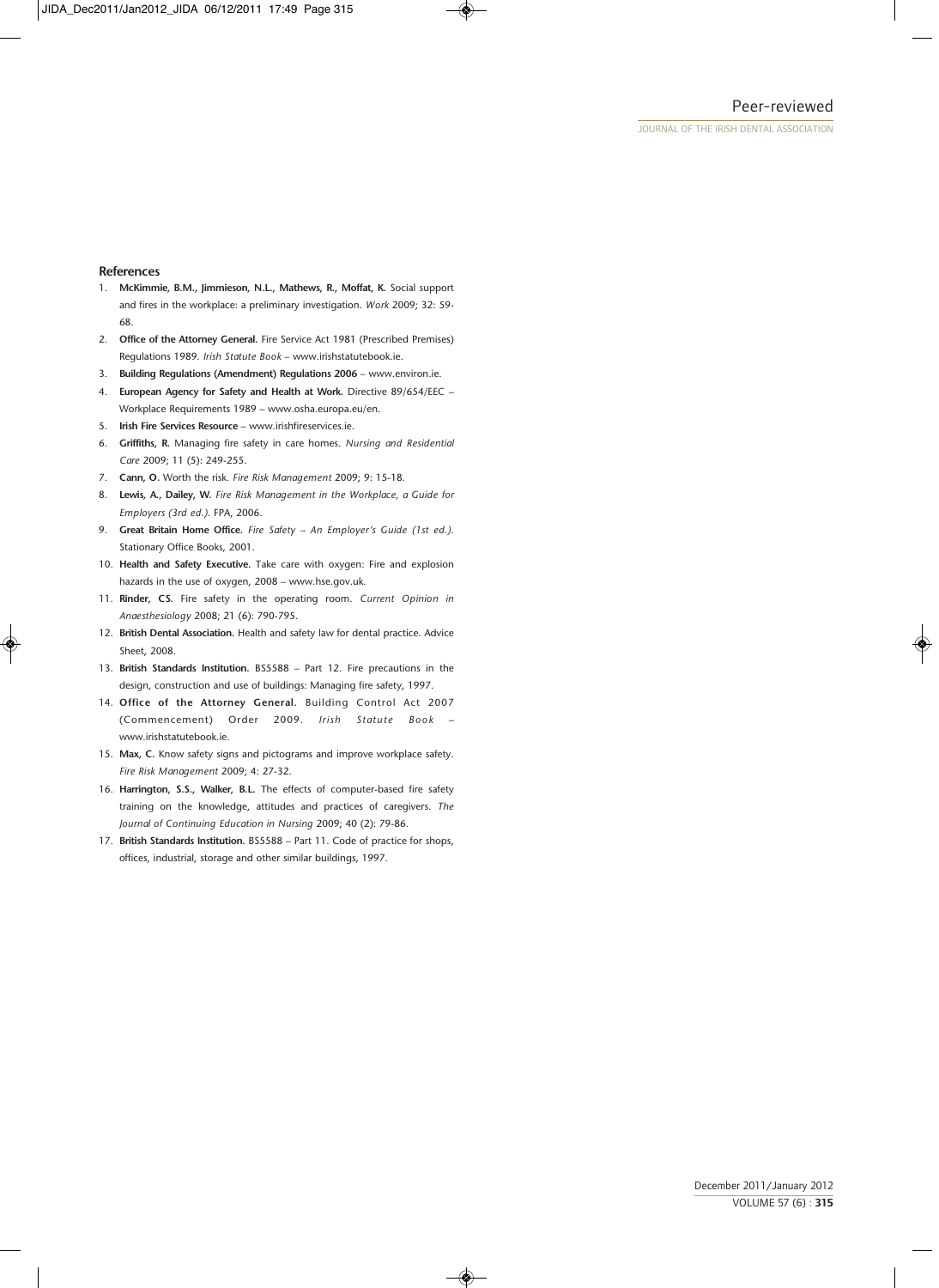## References

1. **McKimmie, B.M., Jimmieson, N.L., Mathews, R., Moffat, K.** Social support and fires in the workplace: a preliminary investigation. *Work* 2009; 32: 59-68.
2. **Office of the Attorney General.** Fire Service Act 1981 (Prescribed Premises) Regulations 1989. *Irish Statute Book* – www.irishstatutebook.ie.
3. **Building Regulations (Amendment) Regulations 2006** – www.environ.ie.
4. **European Agency for Safety and Health at Work.** Directive 89/654/EEC – Workplace Requirements 1989 – www.osha.europa.eu/en.
5. **Irish Fire Services Resource** – www.irishfireservices.ie.
6. **Griffiths, R.** Managing fire safety in care homes. *Nursing and Residential Care* 2009; 11 (5): 249-255.
7. **Cann, O.** Worth the risk. *Fire Risk Management* 2009; 9: 15-18.
8. **Lewis, A., Dailey, W.** *Fire Risk Management in the Workplace, a Guide for Employers (3rd ed.).* FPA, 2006.
9. **Great Britain Home Office.** *Fire Safety – An Employer's Guide (1st ed.).* Stationary Office Books, 2001.
10. **Health and Safety Executive.** Take care with oxygen: Fire and explosion hazards in the use of oxygen, 2008 – www.hse.gov.uk.
11. **Rinder, CS.** Fire safety in the operating room. *Current Opinion in Anaesthesiology* 2008; 21 (6): 790-795.
12. **British Dental Association.** Health and safety law for dental practice. Advice Sheet, 2008.
13. **British Standards Institution.** BS5588 – Part 12. Fire precautions in the design, construction and use of buildings: Managing fire safety, 1997.
14. **Office of the Attorney General.** Building Control Act 2007 (Commencement) Order 2009. *Irish Statute Book* – www.irishstatutebook.ie.
15. **Max, C.** Know safety signs and pictograms and improve workplace safety. *Fire Risk Management* 2009; 4: 27-32.
16. **Harrington, S.S., Walker, B.L.** The effects of computer-based fire safety training on the knowledge, attitudes and practices of caregivers. *The Journal of Continuing Education in Nursing* 2009; 40 (2): 79-86.
17. **British Standards Institution.** BS5588 – Part 11. Code of practice for shops, offices, industrial, storage and other similar buildings, 1997.